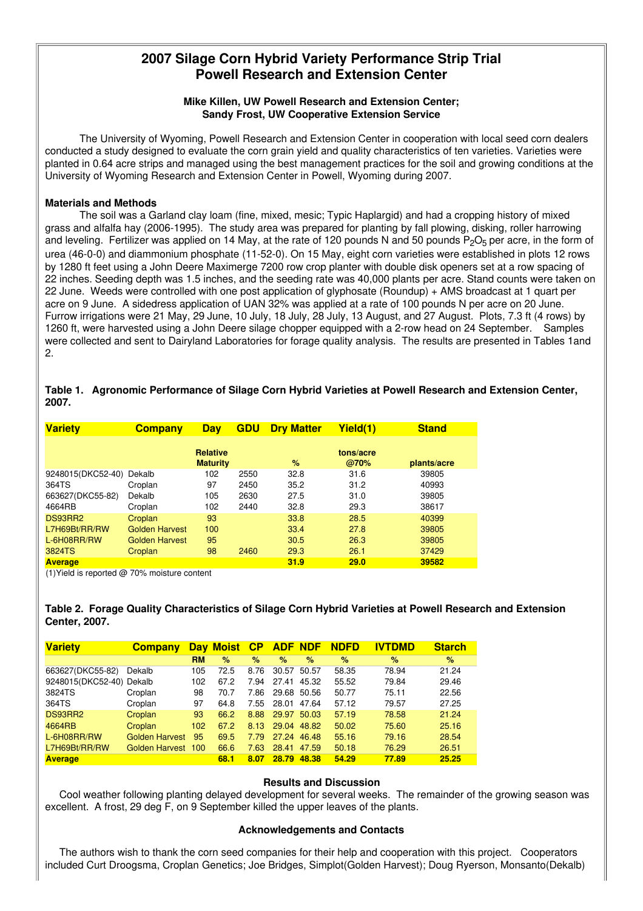# 2007 Silage Corn Hybrid Variety Performance Strip Trial
# Powell Research and Extension Center

**Mike Killen, UW Powell Research and Extension Center;**
**Sandy Frost, UW Cooperative Extension Service**

The University of Wyoming, Powell Research and Extension Center in cooperation with local seed corn dealers conducted a study designed to evaluate the corn grain yield and quality characteristics of ten varieties. Varieties were planted in 0.64 acre strips and managed using the best management practices for the soil and growing conditions at the University of Wyoming Research and Extension Center in Powell, Wyoming during 2007.

### Materials and Methods

The soil was a Garland clay loam (fine, mixed, mesic; Typic Haplargid) and had a cropping history of mixed grass and alfalfa hay (2006-1995). The study area was prepared for planting by fall plowing, disking, roller harrowing and leveling. Fertilizer was applied on 14 May, at the rate of 120 pounds N and 50 pounds $P_2O_5$ per acre, in the form of urea (46-0-0) and diammonium phosphate (11-52-0). On 15 May, eight corn varieties were established in plots 12 rows by 1280 ft feet using a John Deere Maximerge 7200 row crop planter with double disk openers set at a row spacing of 22 inches. Seeding depth was 1.5 inches, and the seeding rate was 40,000 plants per acre. Stand counts were taken on 22 June. Weeds were controlled with one post application of glyphosate (Roundup) + AMS broadcast at 1 quart per acre on 9 June. A sidedress application of UAN 32% was applied at a rate of 100 pounds N per acre on 20 June. Furrow irrigations were 21 May, 29 June, 10 July, 18 July, 28 July, 13 August, and 27 August. Plots, 7.3 ft (4 rows) by 1260 ft, were harvested using a John Deere silage chopper equipped with a 2-row head on 24 September. Samples were collected and sent to Dairyland Laboratories for forage quality analysis. The results are presented in Tables 1and 2.

**Table 1. Agronomic Performance of Silage Corn Hybrid Varieties at Powell Research and Extension Center, 2007.**

| Variety | Company | Day | GDU | Dry Matter | Yield(1) | Stand |
|---|---|---|---|---|---|---|
| | | Relative Maturity | | % | tons/acre @70% | plants/acre |
| 9248015(DKC52-40) | Dekalb | 102 | 2550 | 32.8 | 31.6 | 39805 |
| 364TS | Croplan | 97 | 2450 | 35.2 | 31.2 | 40993 |
| 663627(DKC55-82) | Dekalb | 105 | 2630 | 27.5 | 31.0 | 39805 |
| 4664RB | Croplan | 102 | 2440 | 32.8 | 29.3 | 38617 |
| DS93RR2 | Croplan | 93 | | 33.8 | 28.5 | 40399 |
| L7H69Bt/RR/RW | Golden Harvest | 100 | | 33.4 | 27.8 | 39805 |
| L-6H08RR/RW | Golden Harvest | 95 | | 30.5 | 26.3 | 39805 |
| 3824TS | Croplan | 98 | 2460 | 29.3 | 26.1 | 37429 |
| **Average** | | | | **31.9** | **29.0** | **39582** |

(1)Yield is reported @ 70% moisture content

**Table 2. Forage Quality Characteristics of Silage Corn Hybrid Varieties at Powell Research and Extension Center, 2007.**

| Variety | Company | Day | Moist | CP | ADF | NDF | NDFD | IVTDMD | Starch |
|---|---|---|---|---|---|---|---|---|---|
| | | RM | % | % | % | % | % | % | % |
| 663627(DKC55-82) | Dekalb | 105 | 72.5 | 8.76 | 30.57 | 50.57 | 58.35 | 78.94 | 21.24 |
| 9248015(DKC52-40) | Dekalb | 102 | 67.2 | 7.94 | 27.41 | 45.32 | 55.52 | 79.84 | 29.46 |
| 3824TS | Croplan | 98 | 70.7 | 7.86 | 29.68 | 50.56 | 50.77 | 75.11 | 22.56 |
| 364TS | Croplan | 97 | 64.8 | 7.55 | 28.01 | 47.64 | 57.12 | 79.57 | 27.25 |
| DS93RR2 | Croplan | 93 | 66.2 | 8.88 | 29.97 | 50.03 | 57.19 | 78.58 | 21.24 |
| 4664RB | Croplan | 102 | 67.2 | 8.13 | 29.04 | 48.82 | 50.02 | 75.60 | 25.16 |
| L-6H08RR/RW | Golden Harvest | 95 | 69.5 | 7.79 | 27.24 | 46.48 | 55.16 | 79.16 | 28.54 |
| L7H69Bt/RR/RW | Golden Harvest | 100 | 66.6 | 7.63 | 28.41 | 47.59 | 50.18 | 76.29 | 26.51 |
| **Average** | | | **68.1** | **8.07** | **28.79** | **48.38** | **54.29** | **77.89** | **25.25** |

### Results and Discussion

Cool weather following planting delayed development for several weeks. The remainder of the growing season was excellent. A frost, 29 deg F, on 9 September killed the upper leaves of the plants.

### Acknowledgements and Contacts

The authors wish to thank the corn seed companies for their help and cooperation with this project. Cooperators included Curt Droogsma, Croplan Genetics; Joe Bridges, Simplot(Golden Harvest); Doug Ryerson, Monsanto(Dekalb)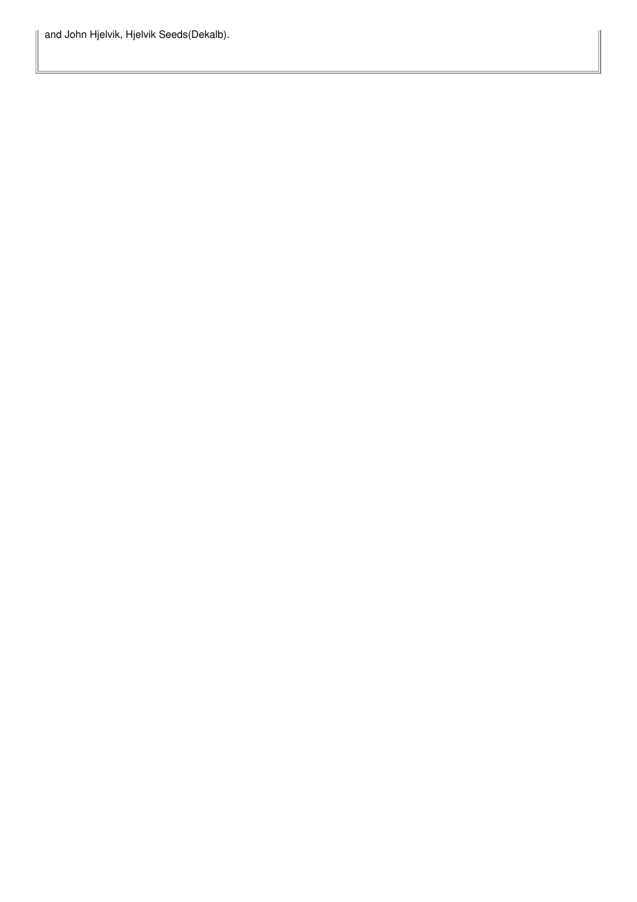and John Hjelvik, Hjelvik Seeds(Dekalb).